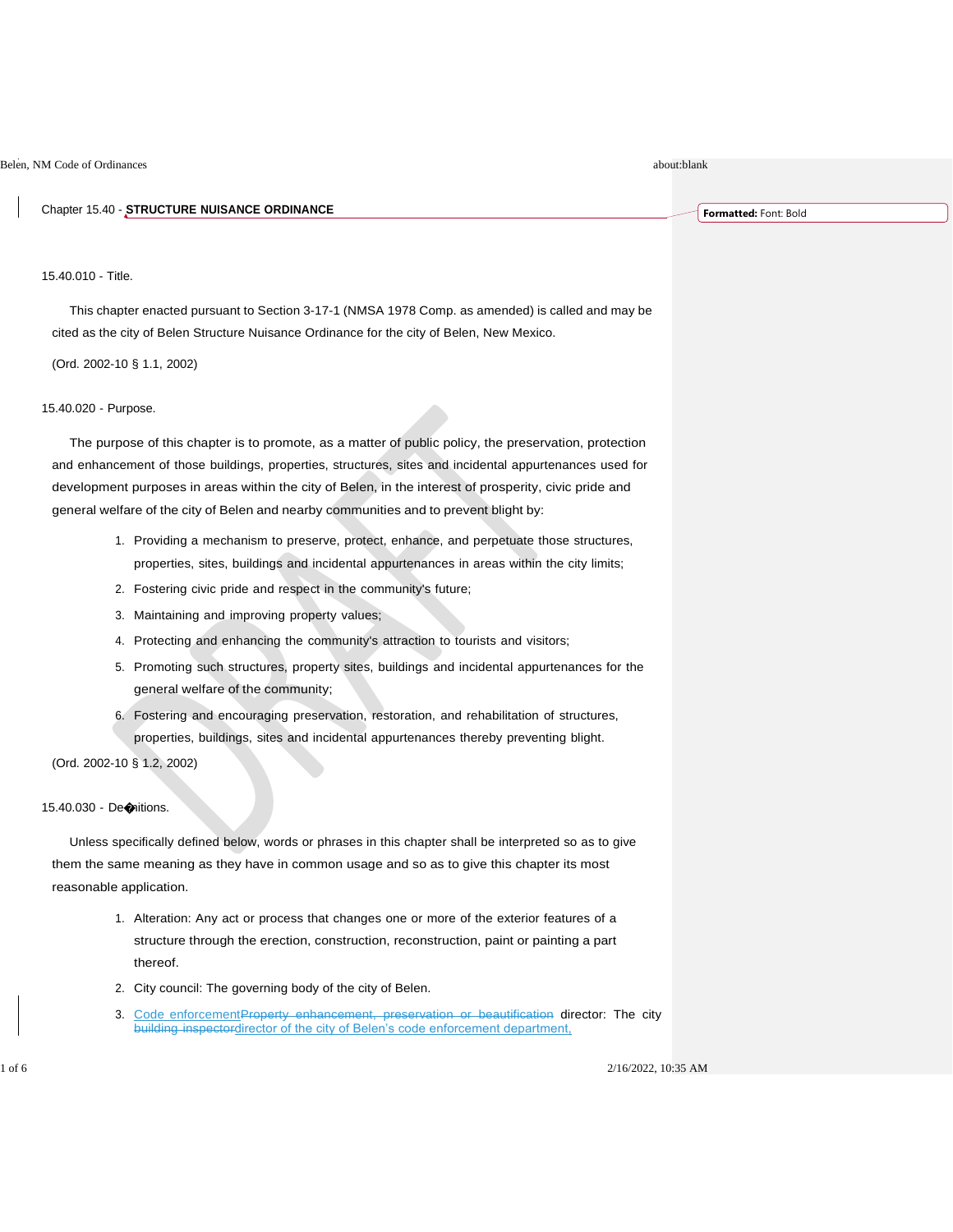## Chapter 15.40 - **STRUCTURE NUISANCE ORDINANCE**

### 15.40.010 - Title.

This chapter enacted pursuant to Section 3-17-1 (NMSA 1978 Comp. as amended) is called and may be cited as the city of Belen Structure Nuisance Ordinance for the city of Belen, New Mexico.

(Ord. 2002-10 § 1.1, 2002)

### 15.40.020 - Purpose.

The purpose of this chapter is to promote, as a matter of public policy, the preservation, protection and enhancement of those buildings, properties, structures, sites and incidental appurtenances used for development purposes in areas within the city of Belen, in the interest of prosperity, civic pride and general welfare of the city of Belen and nearby communities and to prevent blight by:

1. Providing a mechanism to preserve, protect, enhance, and perpetuate those structures, properties, sites, buildings and incidental appurtenances in areas within the city limits;
2. Fostering civic pride and respect in the community's future;
3. Maintaining and improving property values;
4. Protecting and enhancing the community's attraction to tourists and visitors;
5. Promoting such structures, property sites, buildings and incidental appurtenances for the general welfare of the community;
6. Fostering and encouraging preservation, restoration, and rehabilitation of structures, properties, buildings, sites and incidental appurtenances thereby preventing blight.

(Ord. 2002-10 § 1.2, 2002)

### 15.40.030 - Definitions.

Unless specifically defined below, words or phrases in this chapter shall be interpreted so as to give them the same meaning as they have in common usage and so as to give this chapter its most reasonable application.

1. Alteration: Any act or process that changes one or more of the exterior features of a structure through the erection, construction, reconstruction, paint or painting a part thereof.
2. City council: The governing body of the city of Belen.
3. Code enforcement~~Property enhancement, preservation or beautification~~ director: The city ~~building inspector~~director of the city of Belen's code enforcement department.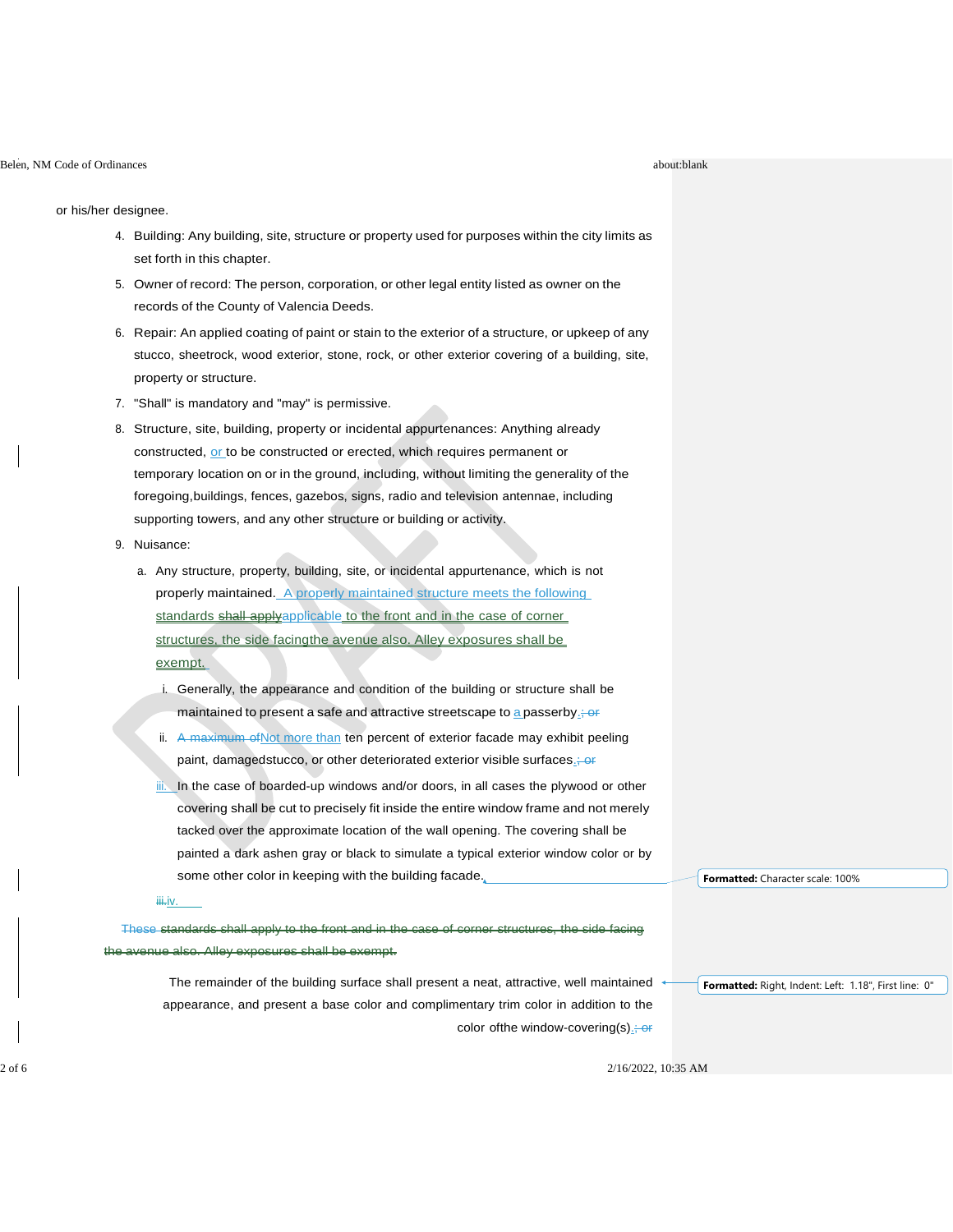or his/her designee.

4. Building: Any building, site, structure or property used for purposes within the city limits as set forth in this chapter.
5. Owner of record: The person, corporation, or other legal entity listed as owner on the records of the County of Valencia Deeds.
6. Repair: An applied coating of paint or stain to the exterior of a structure, or upkeep of any stucco, sheetrock, wood exterior, stone, rock, or other exterior covering of a building, site, property or structure.
7. "Shall" is mandatory and "may" is permissive.
8. Structure, site, building, property or incidental appurtenances: Anything already constructed, or to be constructed or erected, which requires permanent or temporary location on or in the ground, including, without limiting the generality of the foregoing,buildings, fences, gazebos, signs, radio and television antennae, including supporting towers, and any other structure or building or activity.
9. Nuisance:
   a. Any structure, property, building, site, or incidental appurtenance, which is not properly maintained. A properly maintained structure meets the following standards ~~shall apply~~applicable to the front and in the case of corner structures, the side facingthe avenue also. Alley exposures shall be exempt.
      i. Generally, the appearance and condition of the building or structure shall be maintained to present a safe and attractive streetscape to a passerby.~~; or~~
      ii. ~~A maximum of~~Not more than ten percent of exterior facade may exhibit peeling paint, damagedstucco, or other deteriorated exterior visible surfaces.~~; or~~
      iii. In the case of boarded-up windows and/or doors, in all cases the plywood or other covering shall be cut to precisely fit inside the entire window frame and not merely tacked over the approximate location of the wall opening. The covering shall be painted a dark ashen gray or black to simulate a typical exterior window color or by some other color in keeping with the building facade.

      ~~iii.~~iv.

These ~~standards shall apply to the front and in the case of corner structures, the side facing the avenue also. Alley exposures shall be exempt.~~

The remainder of the building surface shall present a neat, attractive, well maintained appearance, and present a base color and complimentary trim color in addition to the color ofthe window-covering(s).~~; or~~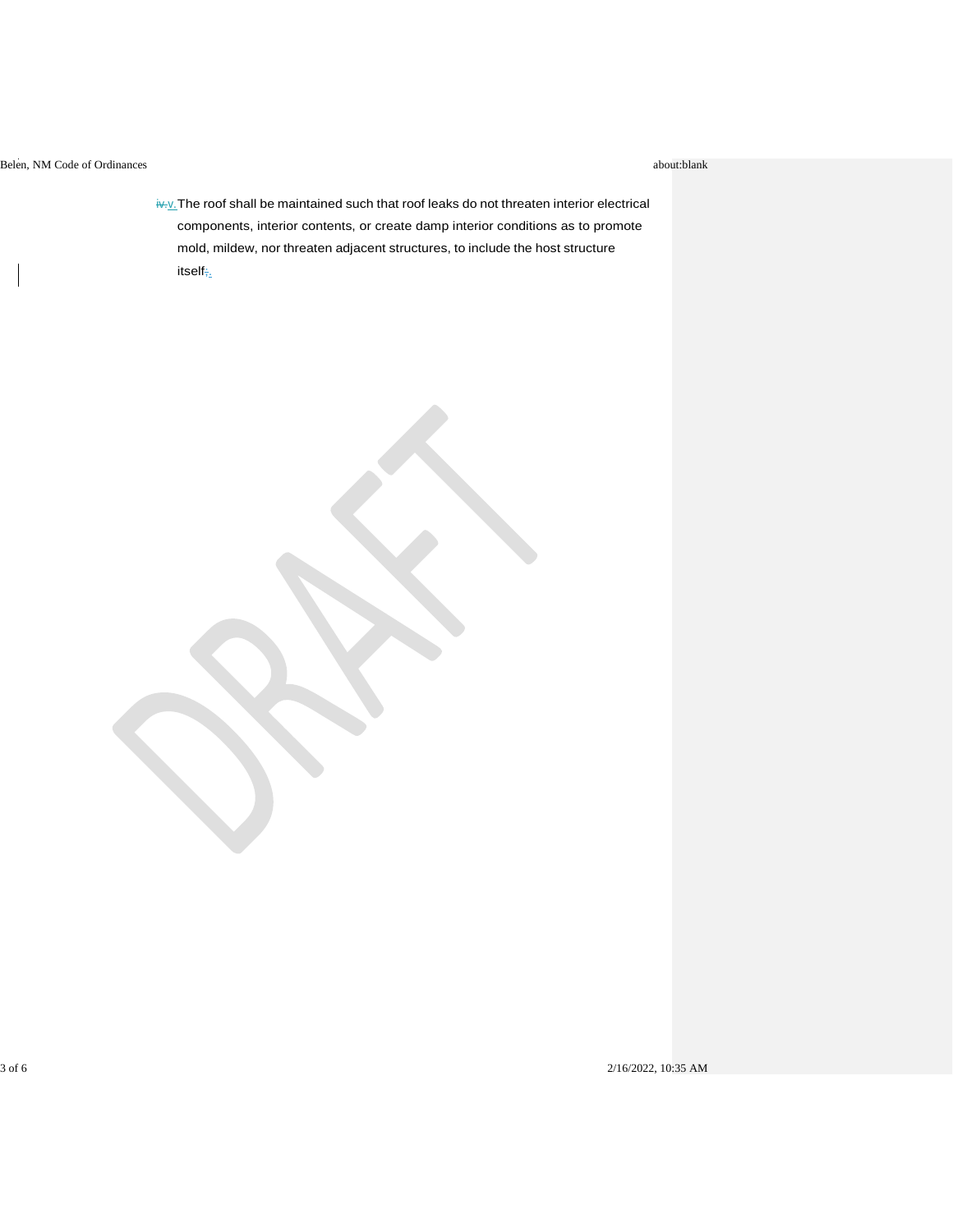~~iv.~~ v. The roof shall be maintained such that roof leaks do not threaten interior electrical components, interior contents, or create damp interior conditions as to promote mold, mildew, nor threaten adjacent structures, to include the host structure itself~~;~~.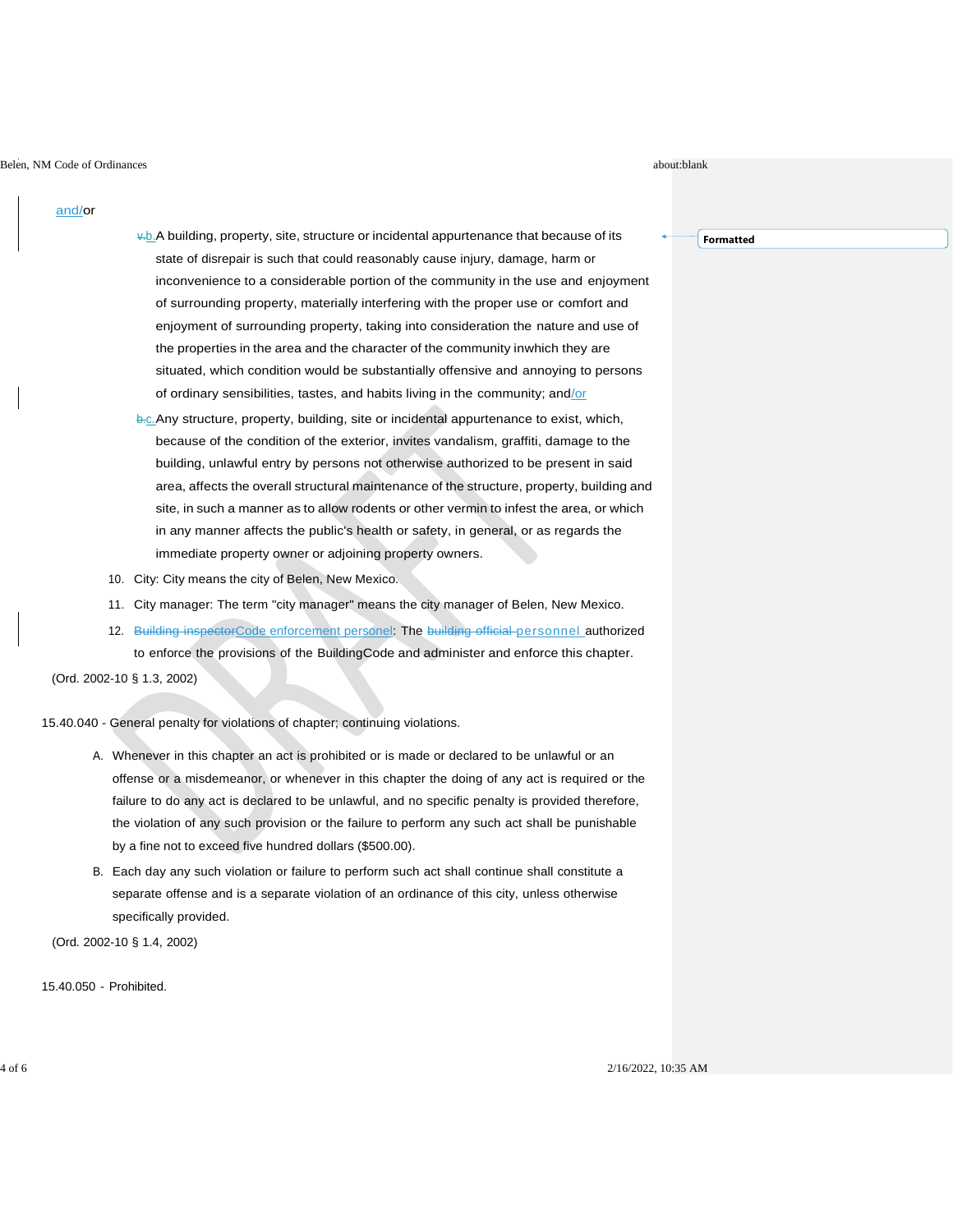and/or

b. A building, property, site, structure or incidental appurtenance that because of its state of disrepair is such that could reasonably cause injury, damage, harm or inconvenience to a considerable portion of the community in the use and enjoyment of surrounding property, materially interfering with the proper use or comfort and enjoyment of surrounding property, taking into consideration the nature and use of the properties in the area and the character of the community inwhich they are situated, which condition would be substantially offensive and annoying to persons of ordinary sensibilities, tastes, and habits living in the community; and/or

c. Any structure, property, building, site or incidental appurtenance to exist, which, because of the condition of the exterior, invites vandalism, graffiti, damage to the building, unlawful entry by persons not otherwise authorized to be present in said area, affects the overall structural maintenance of the structure, property, building and site, in such a manner as to allow rodents or other vermin to infest the area, or which in any manner affects the public's health or safety, in general, or as regards the immediate property owner or adjoining property owners.

10. City: City means the city of Belen, New Mexico.
11. City manager: The term "city manager" means the city manager of Belen, New Mexico.
12. Code enforcement personel: The personnel authorized to enforce the provisions of the BuildingCode and administer and enforce this chapter.

(Ord. 2002-10 § 1.3, 2002)

15.40.040 - General penalty for violations of chapter; continuing violations.

A. Whenever in this chapter an act is prohibited or is made or declared to be unlawful or an offense or a misdemeanor, or whenever in this chapter the doing of any act is required or the failure to do any act is declared to be unlawful, and no specific penalty is provided therefore, the violation of any such provision or the failure to perform any such act shall be punishable by a fine not to exceed five hundred dollars ($500.00).

B. Each day any such violation or failure to perform such act shall continue shall constitute a separate offense and is a separate violation of an ordinance of this city, unless otherwise specifically provided.

(Ord. 2002-10 § 1.4, 2002)

15.40.050 - Prohibited.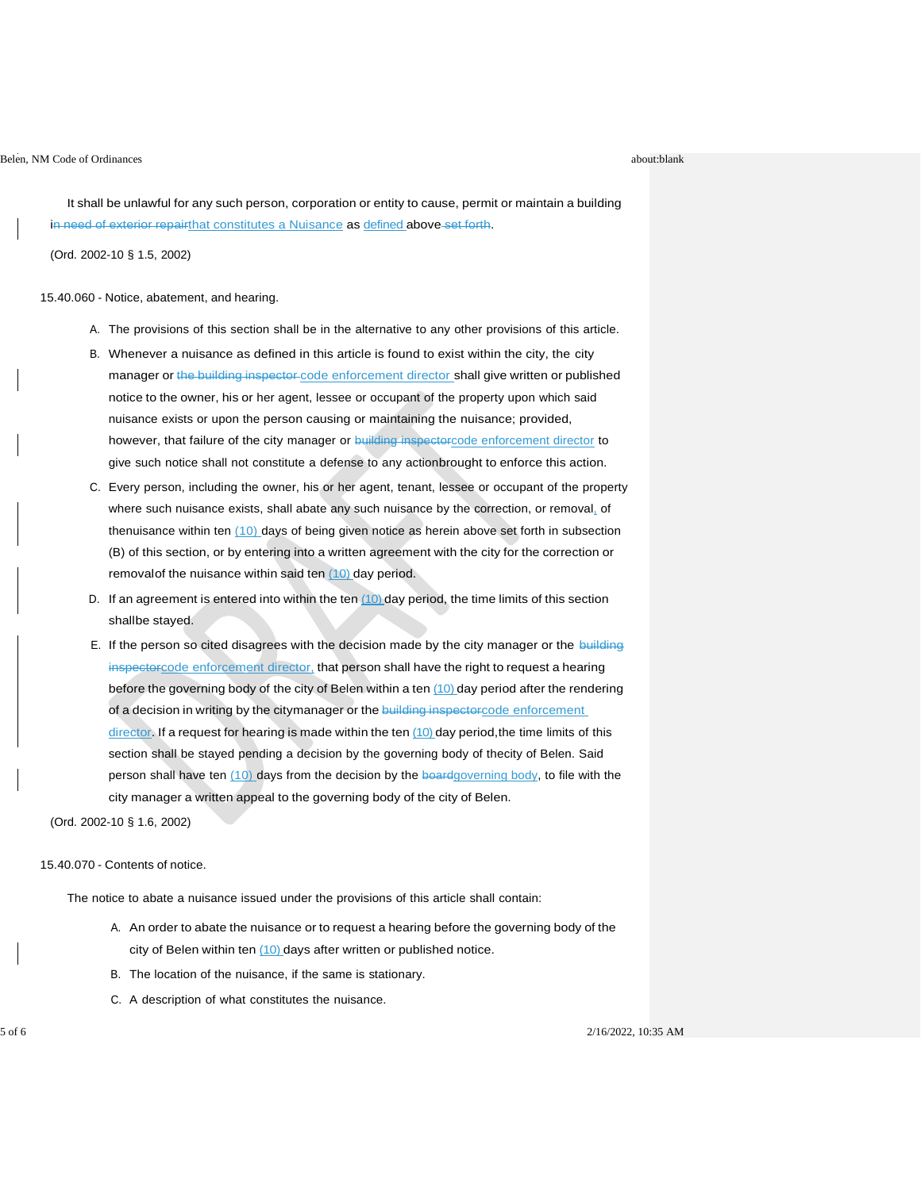It shall be unlawful for any such person, corporation or entity to cause, permit or maintain a building ~~in need of exterior repair~~that constitutes a Nuisance as defined above ~~set forth~~.

(Ord. 2002-10 § 1.5, 2002)

15.40.060 - Notice, abatement, and hearing.

A. The provisions of this section shall be in the alternative to any other provisions of this article.

B. Whenever a nuisance as defined in this article is found to exist within the city, the city manager or ~~the building inspector~~ code enforcement director shall give written or published notice to the owner, his or her agent, lessee or occupant of the property upon which said nuisance exists or upon the person causing or maintaining the nuisance; provided, however, that failure of the city manager or ~~building inspector~~code enforcement director to give such notice shall not constitute a defense to any actionbrought to enforce this action.

C. Every person, including the owner, his or her agent, tenant, lessee or occupant of the property where such nuisance exists, shall abate any such nuisance by the correction, or removal, of thenuisance within ten (10) days of being given notice as herein above set forth in subsection (B) of this section, or by entering into a written agreement with the city for the correction or removalof the nuisance within said ten (10) day period.

D. If an agreement is entered into within the ten (10) day period, the time limits of this section shallbe stayed.

E. If the person so cited disagrees with the decision made by the city manager or the ~~building inspector~~code enforcement director, that person shall have the right to request a hearing before the governing body of the city of Belen within a ten (10) day period after the rendering of a decision in writing by the citymanager or the ~~building inspector~~code enforcement director. If a request for hearing is made within the ten (10) day period,the time limits of this section shall be stayed pending a decision by the governing body of thecity of Belen. Said person shall have ten (10) days from the decision by the ~~board~~governing body, to file with the city manager a written appeal to the governing body of the city of Belen.

(Ord. 2002-10 § 1.6, 2002)

15.40.070 - Contents of notice.

The notice to abate a nuisance issued under the provisions of this article shall contain:

A. An order to abate the nuisance or to request a hearing before the governing body of the city of Belen within ten (10) days after written or published notice.

B. The location of the nuisance, if the same is stationary.

C. A description of what constitutes the nuisance.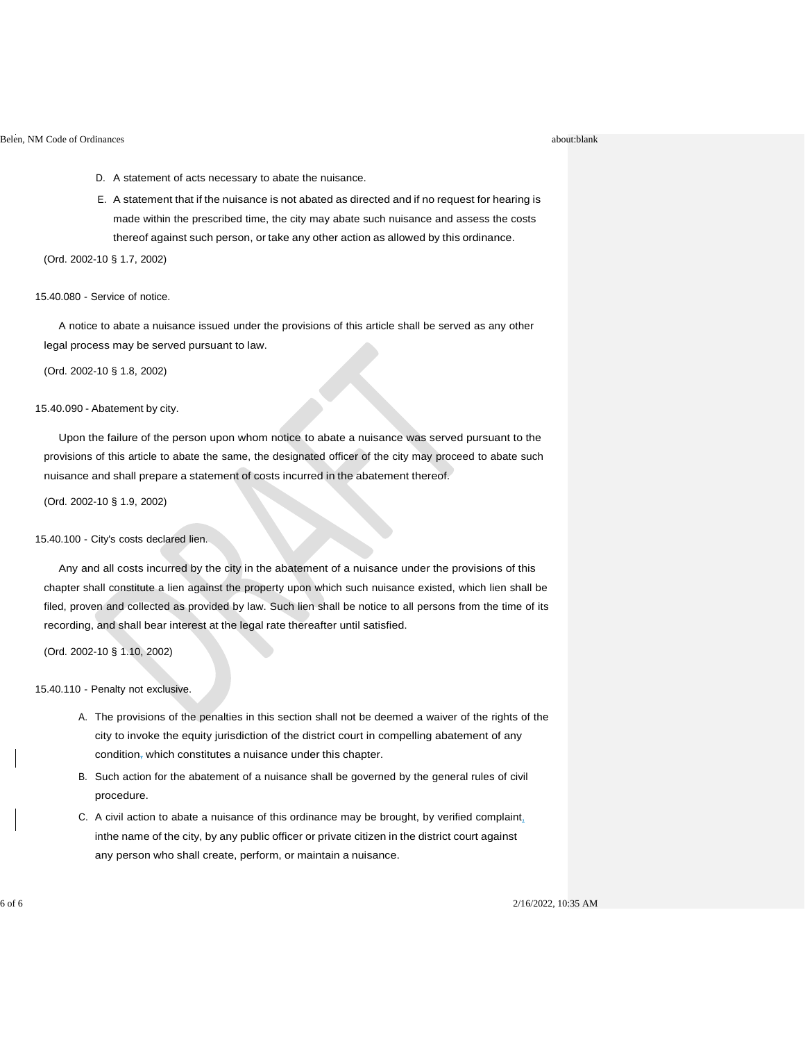D. A statement of acts necessary to abate the nuisance.

E. A statement that if the nuisance is not abated as directed and if no request for hearing is made within the prescribed time, the city may abate such nuisance and assess the costs thereof against such person, or take any other action as allowed by this ordinance.

(Ord. 2002-10 § 1.7, 2002)

15.40.080 - Service of notice.

A notice to abate a nuisance issued under the provisions of this article shall be served as any other legal process may be served pursuant to law.

(Ord. 2002-10 § 1.8, 2002)

15.40.090 - Abatement by city.

Upon the failure of the person upon whom notice to abate a nuisance was served pursuant to the provisions of this article to abate the same, the designated officer of the city may proceed to abate such nuisance and shall prepare a statement of costs incurred in the abatement thereof.

(Ord. 2002-10 § 1.9, 2002)

15.40.100 - City's costs declared lien.

Any and all costs incurred by the city in the abatement of a nuisance under the provisions of this chapter shall constitute a lien against the property upon which such nuisance existed, which lien shall be filed, proven and collected as provided by law. Such lien shall be notice to all persons from the time of its recording, and shall bear interest at the legal rate thereafter until satisfied.

(Ord. 2002-10 § 1.10, 2002)

15.40.110 - Penalty not exclusive.

A. The provisions of the penalties in this section shall not be deemed a waiver of the rights of the city to invoke the equity jurisdiction of the district court in compelling abatement of any condition, which constitutes a nuisance under this chapter.

B. Such action for the abatement of a nuisance shall be governed by the general rules of civil procedure.

C. A civil action to abate a nuisance of this ordinance may be brought, by verified complaint, inthe name of the city, by any public officer or private citizen in the district court against any person who shall create, perform, or maintain a nuisance.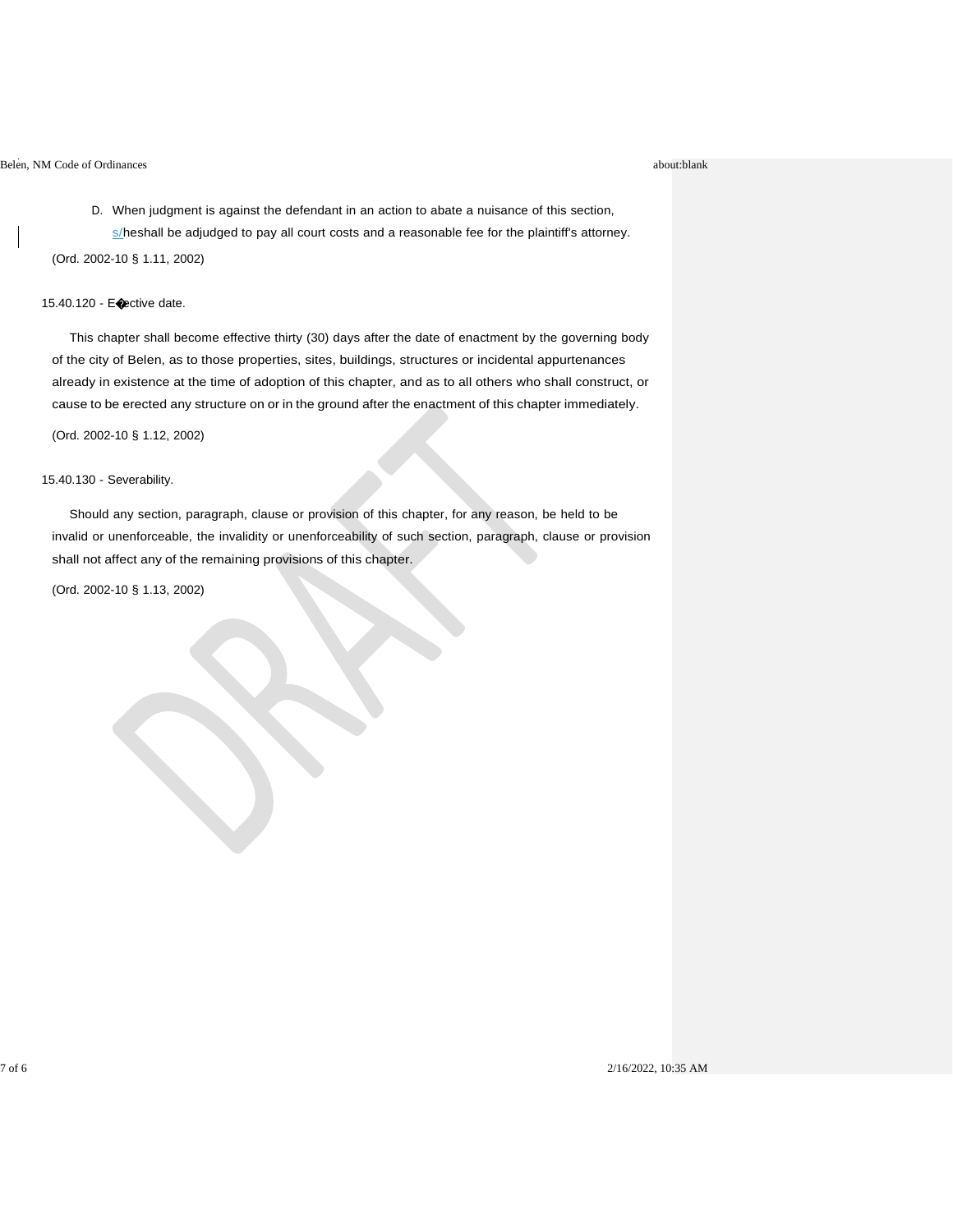D. When judgment is against the defendant in an action to abate a nuisance of this section, s/heshall be adjudged to pay all court costs and a reasonable fee for the plaintiff's attorney.

(Ord. 2002-10 § 1.11, 2002)

15.40.120 - E�ective date.

This chapter shall become effective thirty (30) days after the date of enactment by the governing body of the city of Belen, as to those properties, sites, buildings, structures or incidental appurtenances already in existence at the time of adoption of this chapter, and as to all others who shall construct, or cause to be erected any structure on or in the ground after the enactment of this chapter immediately.

(Ord. 2002-10 § 1.12, 2002)

15.40.130 - Severability.

Should any section, paragraph, clause or provision of this chapter, for any reason, be held to be invalid or unenforceable, the invalidity or unenforceability of such section, paragraph, clause or provision shall not affect any of the remaining provisions of this chapter.

(Ord. 2002-10 § 1.13, 2002)